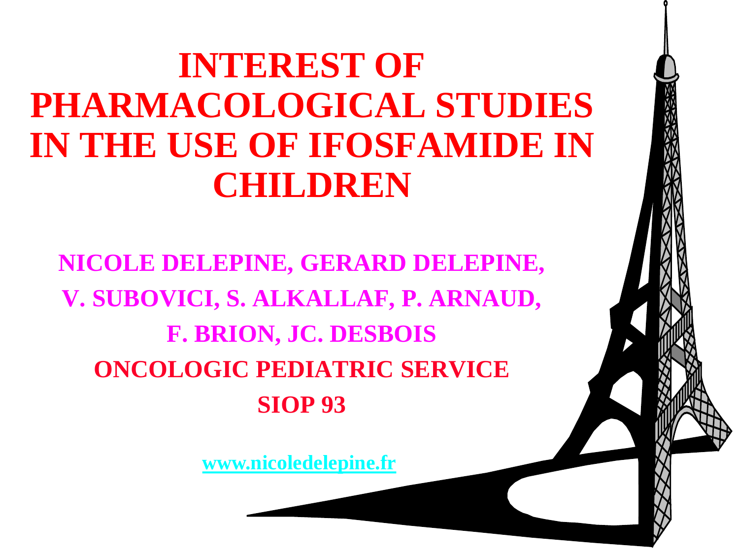# INTEREST OF PHARMACOLOGICAL STUDIES IN THE USE OF IFOSFAMIDE IN CHILDREN

**NICOLE DELEPINE, GERARD DELEPINE, V. SUBOVICI, S. ALKALLAF, P. ARNAUD, F. BRION, JC. DESBOIS**

**ONCOLOGIC PEDIATRIC SERVICE**

**SIOP 93**

[www.nicoledelepine.fr](http://www.nicoledelepine.fr)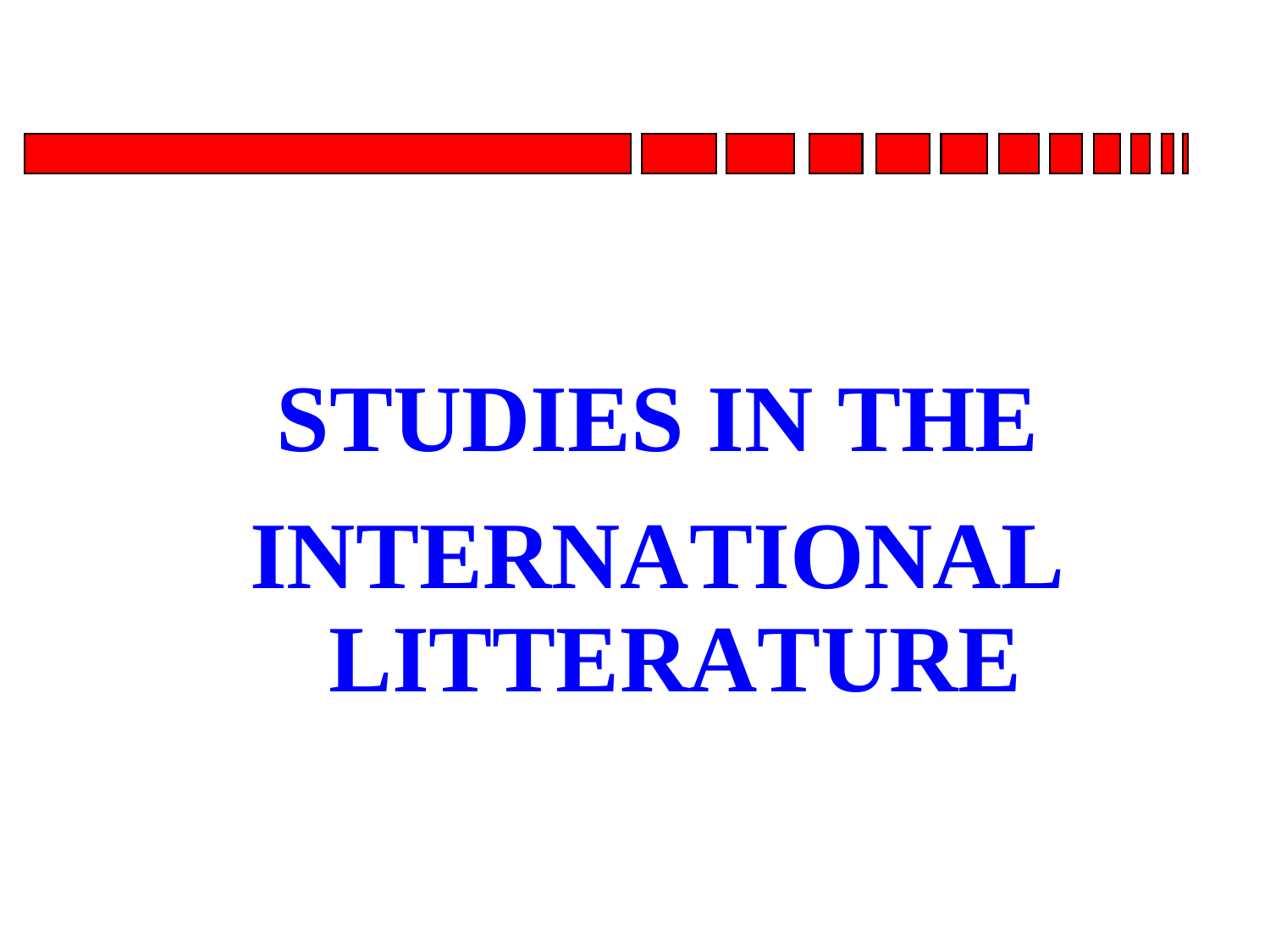# STUDIES IN THE INTERNATIONAL LITTERATURE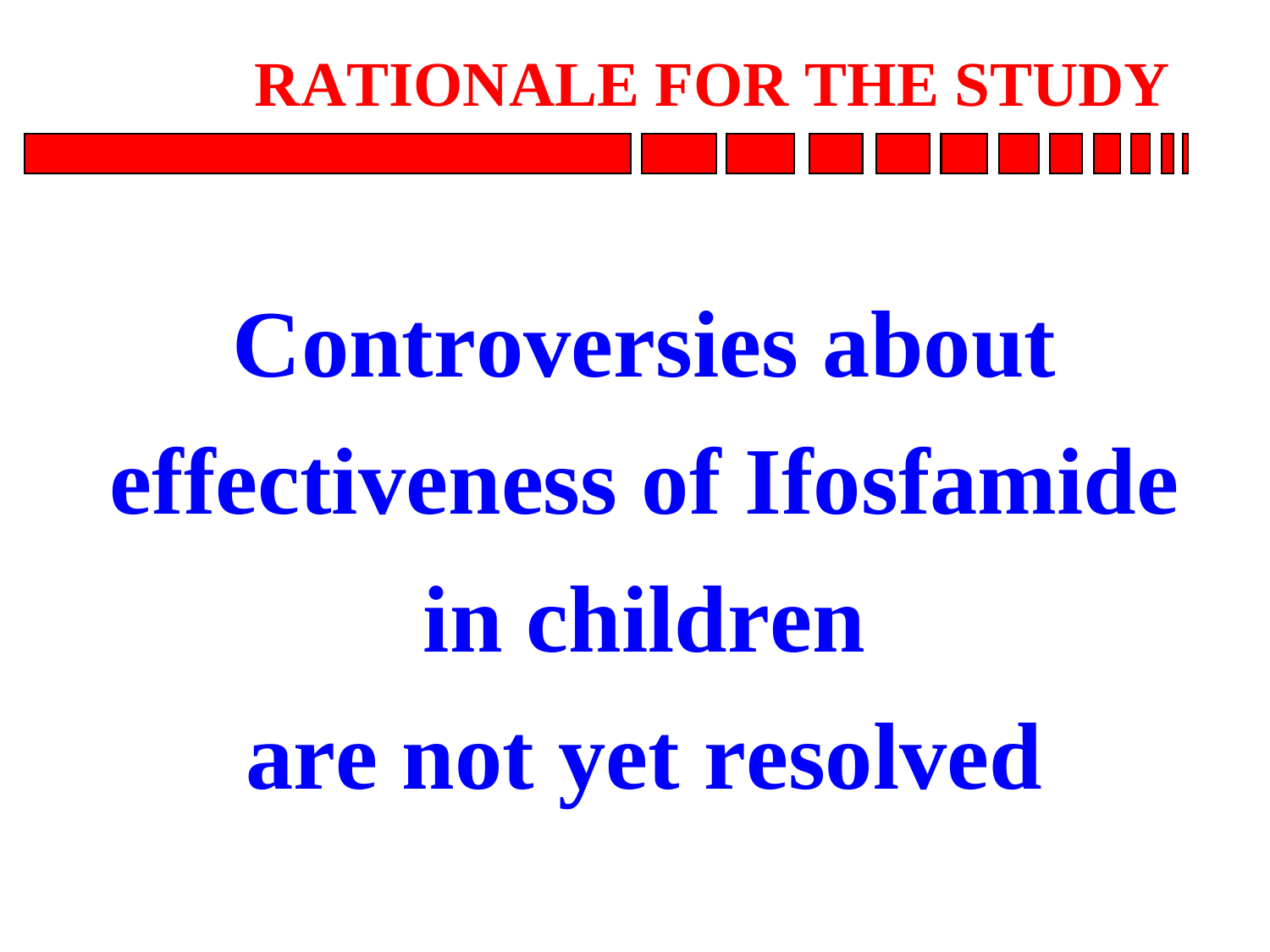# RATIONALE FOR THE STUDY

**Controversies about effectiveness of Ifosfamide in children are not yet resolved**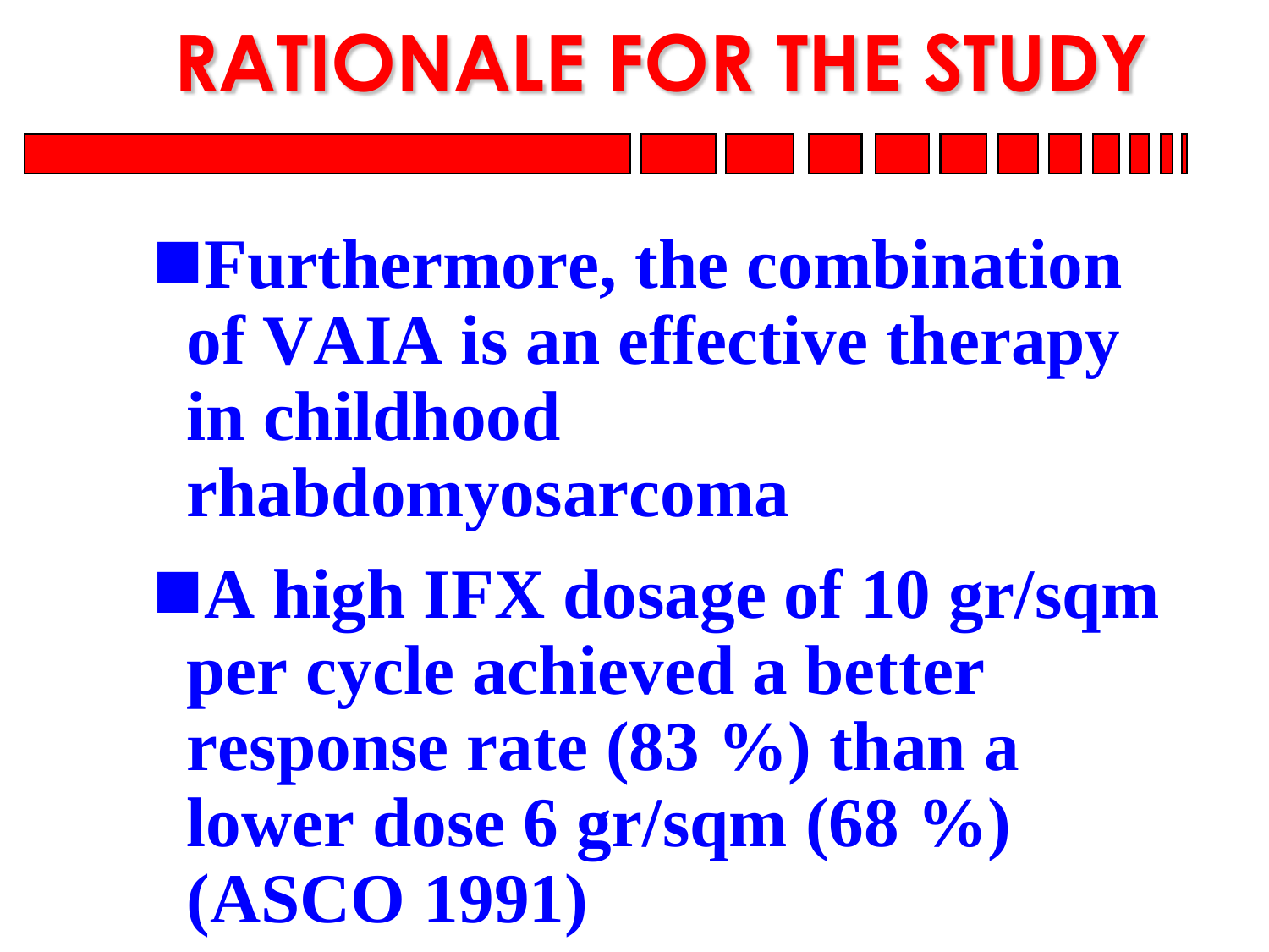# RATIONALE FOR THE STUDY

- **Furthermore, the combination of VAIA is an effective therapy in childhood rhabdomyosarcoma**
- **A high IFX dosage of 10 gr/sqm per cycle achieved a better response rate (83 %) than a lower dose 6 gr/sqm (68 %) (ASCO 1991)**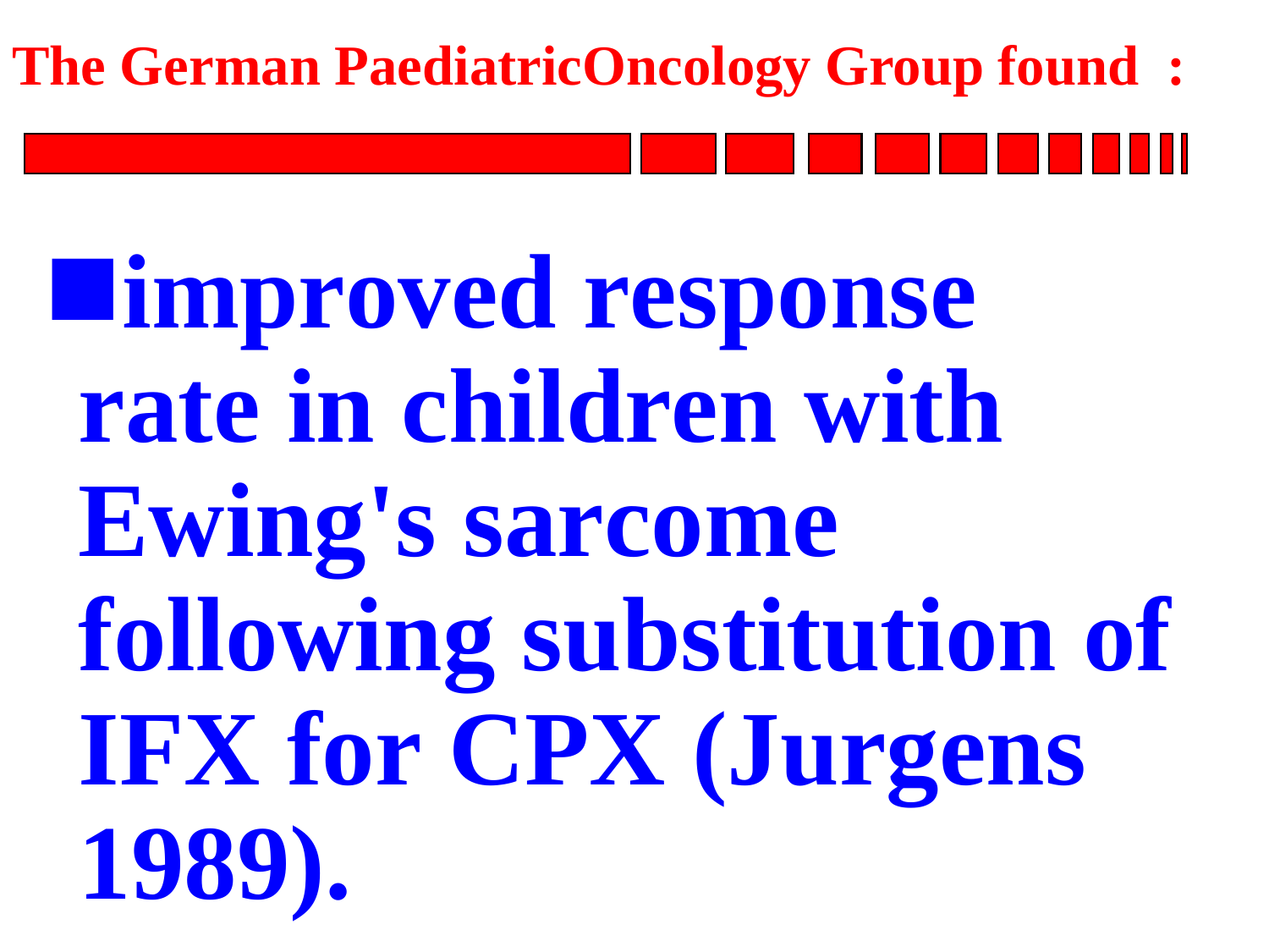## The German PaediatricOncology Group found :

- **improved response rate in children with Ewing's sarcome following substitution of IFX for CPX (Jurgens 1989).**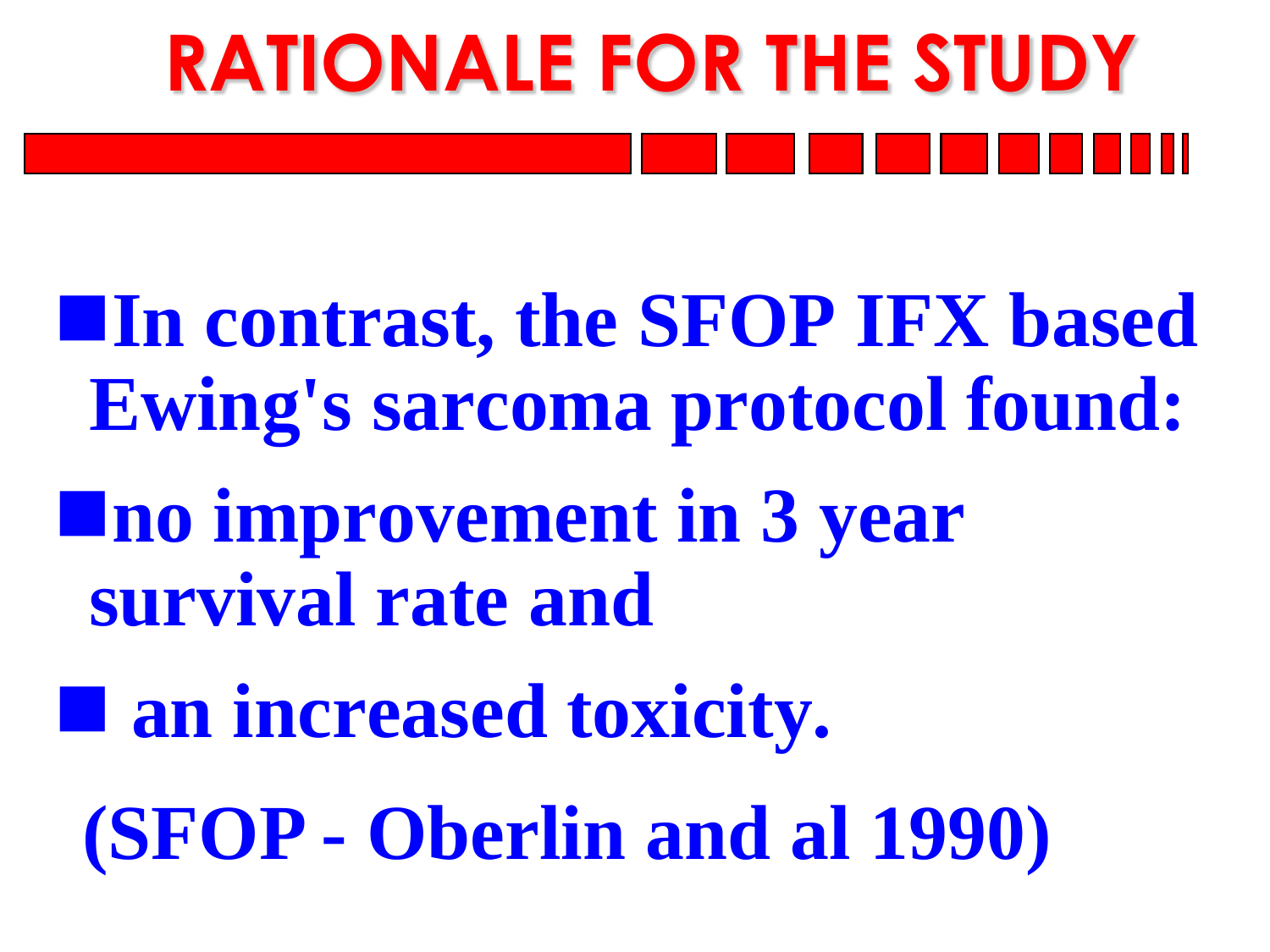# RATIONALE FOR THE STUDY

- **In contrast, the SFOP IFX based Ewing's sarcoma protocol found:**
- **no improvement in 3 year survival rate and**
- **an increased toxicity.**

**(SFOP - Oberlin and al 1990)**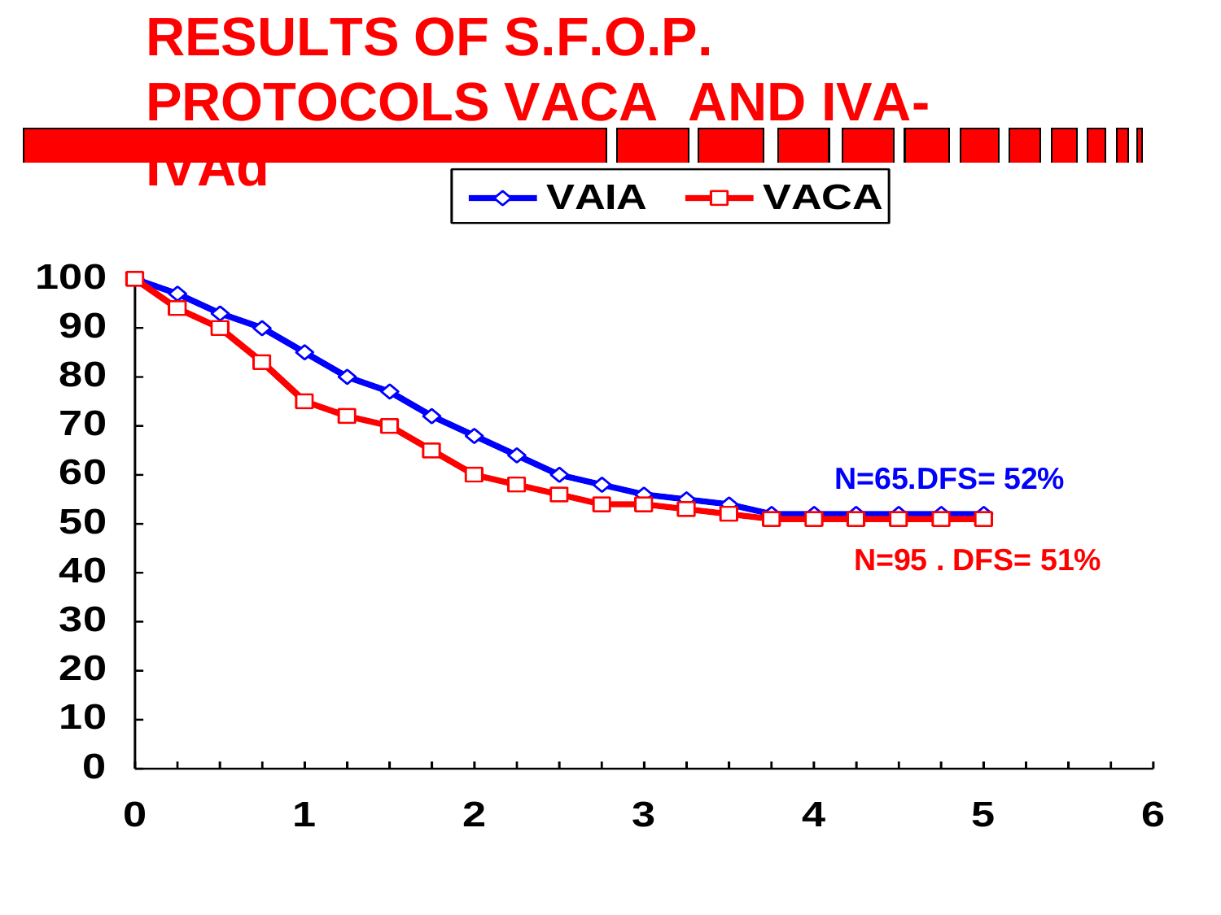# RESULTS OF S.F.O.P. PROTOCOLS VACA AND IVA-IVAd

VAIA — VACA

N=65.DFS= 52%

N=95 . DFS= 51%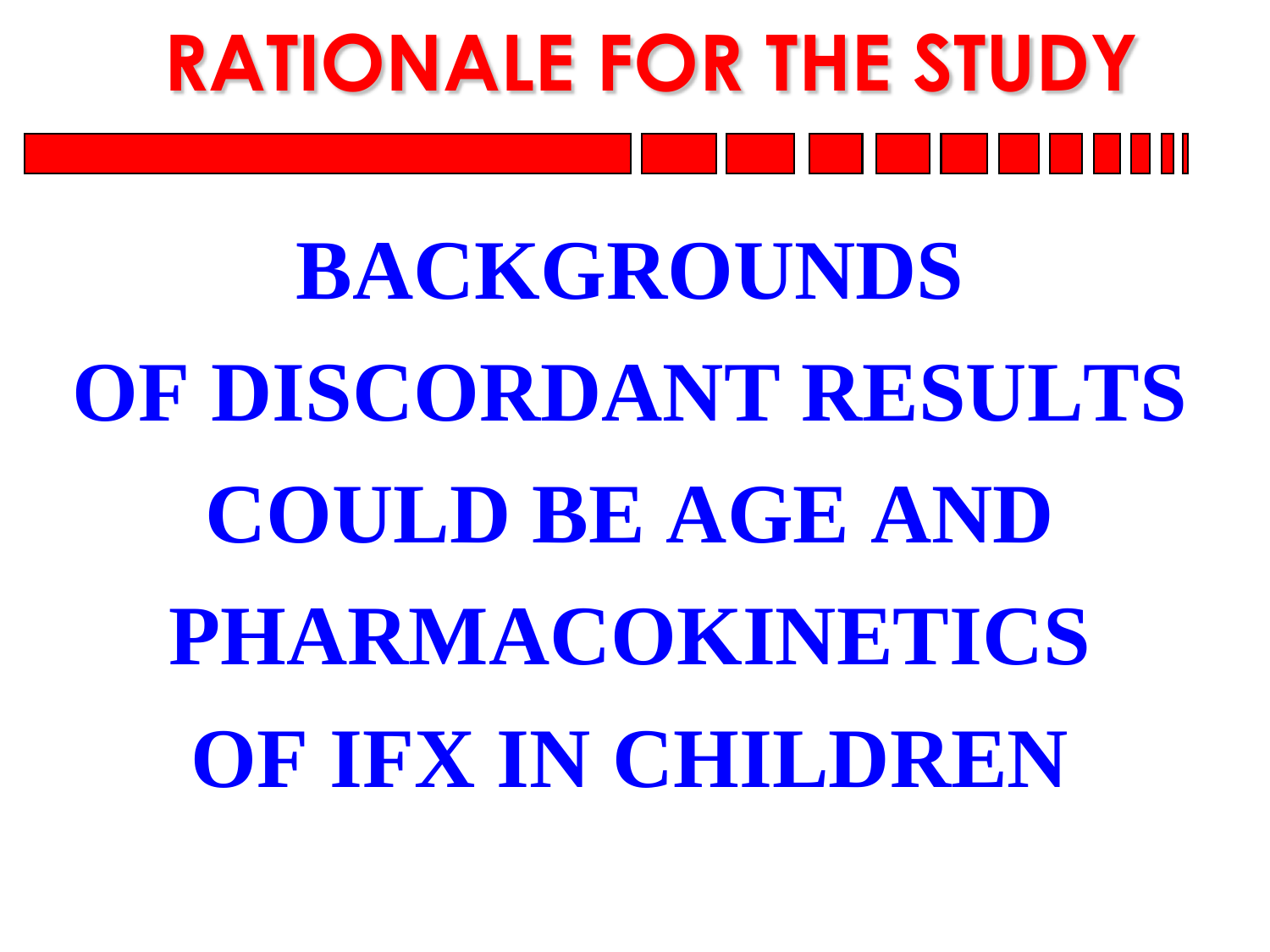# RATIONALE FOR THE STUDY

**BACKGROUNDS**
**OF DISCORDANT RESULTS**
**COULD BE AGE AND**
**PHARMACOKINETICS**
**OF IFX IN CHILDREN**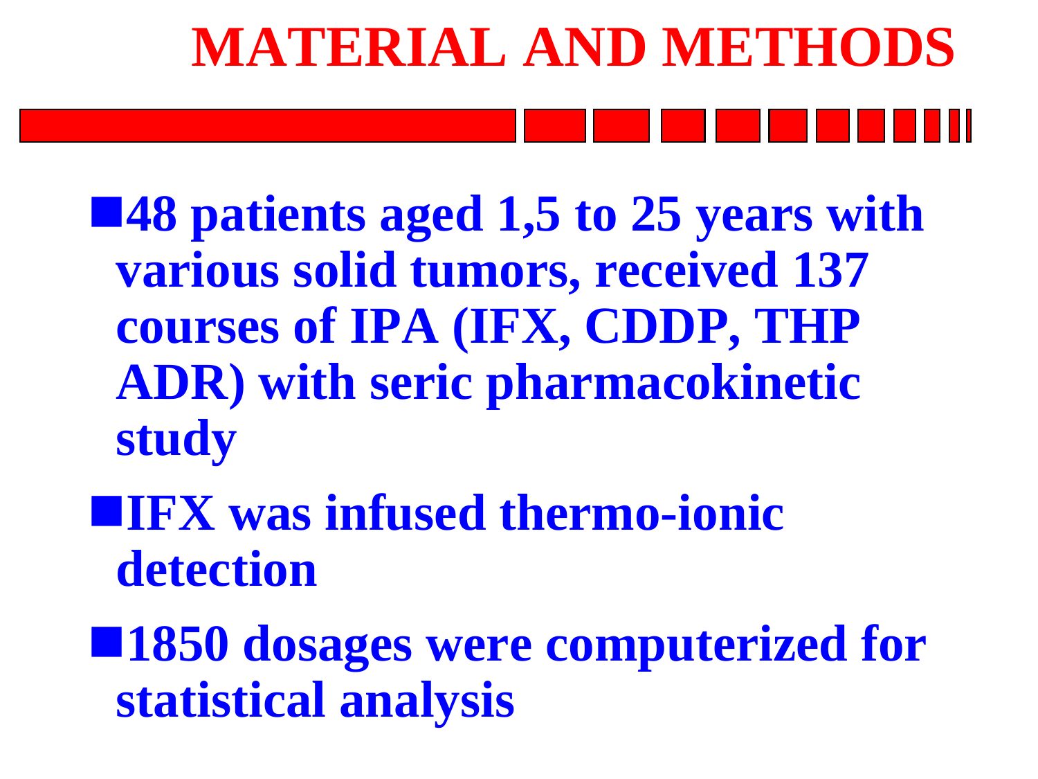# MATERIAL AND METHODS

- **48 patients aged 1,5 to 25 years with various solid tumors, received 137 courses of IPA (IFX, CDDP, THP ADR) with seric pharmacokinetic study**
- **IFX was infused thermo-ionic detection**
- **1850 dosages were computerized for statistical analysis**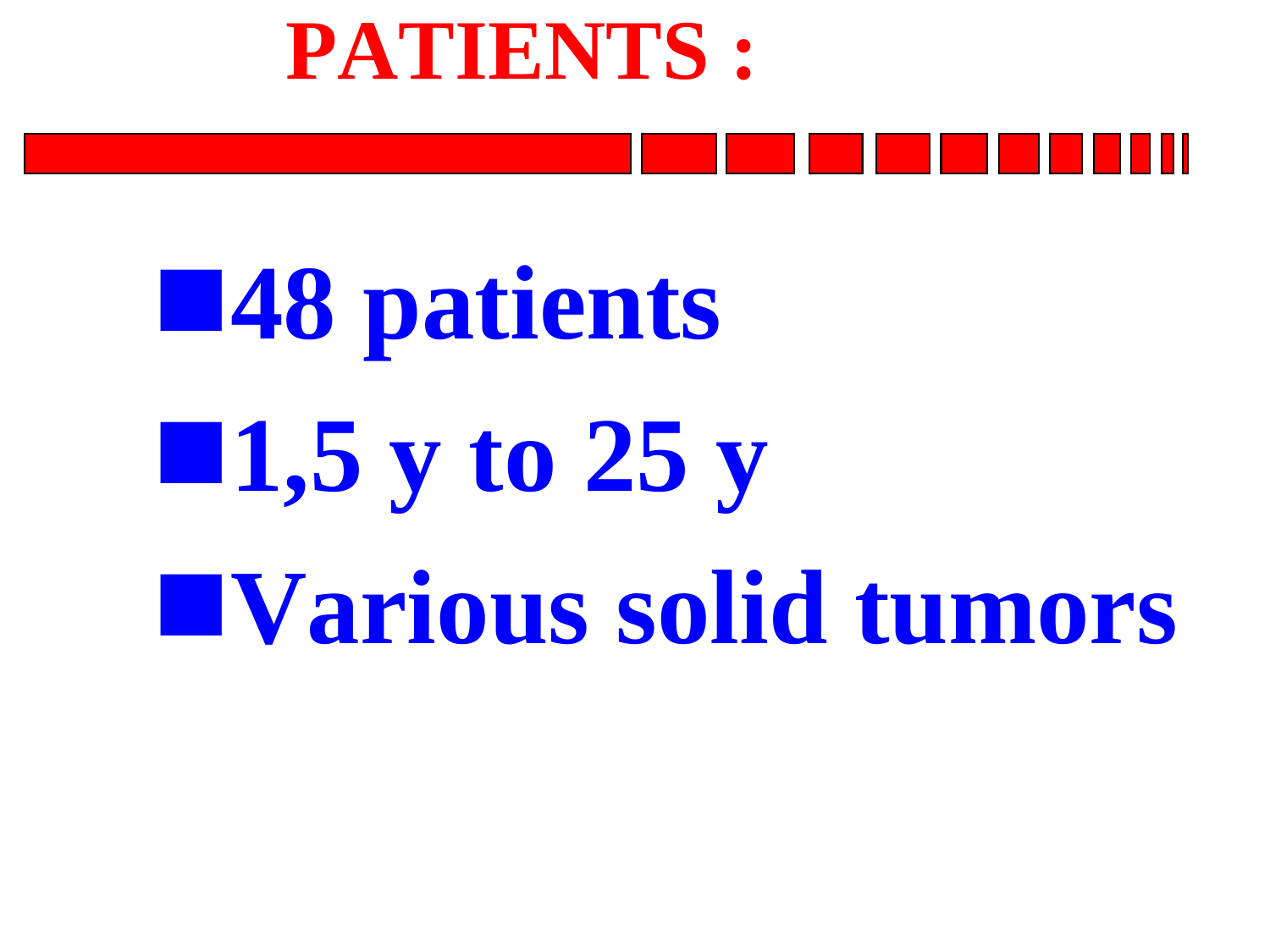# PATIENTS :

- 48 patients
- 1,5 y to 25 y
- Various solid tumors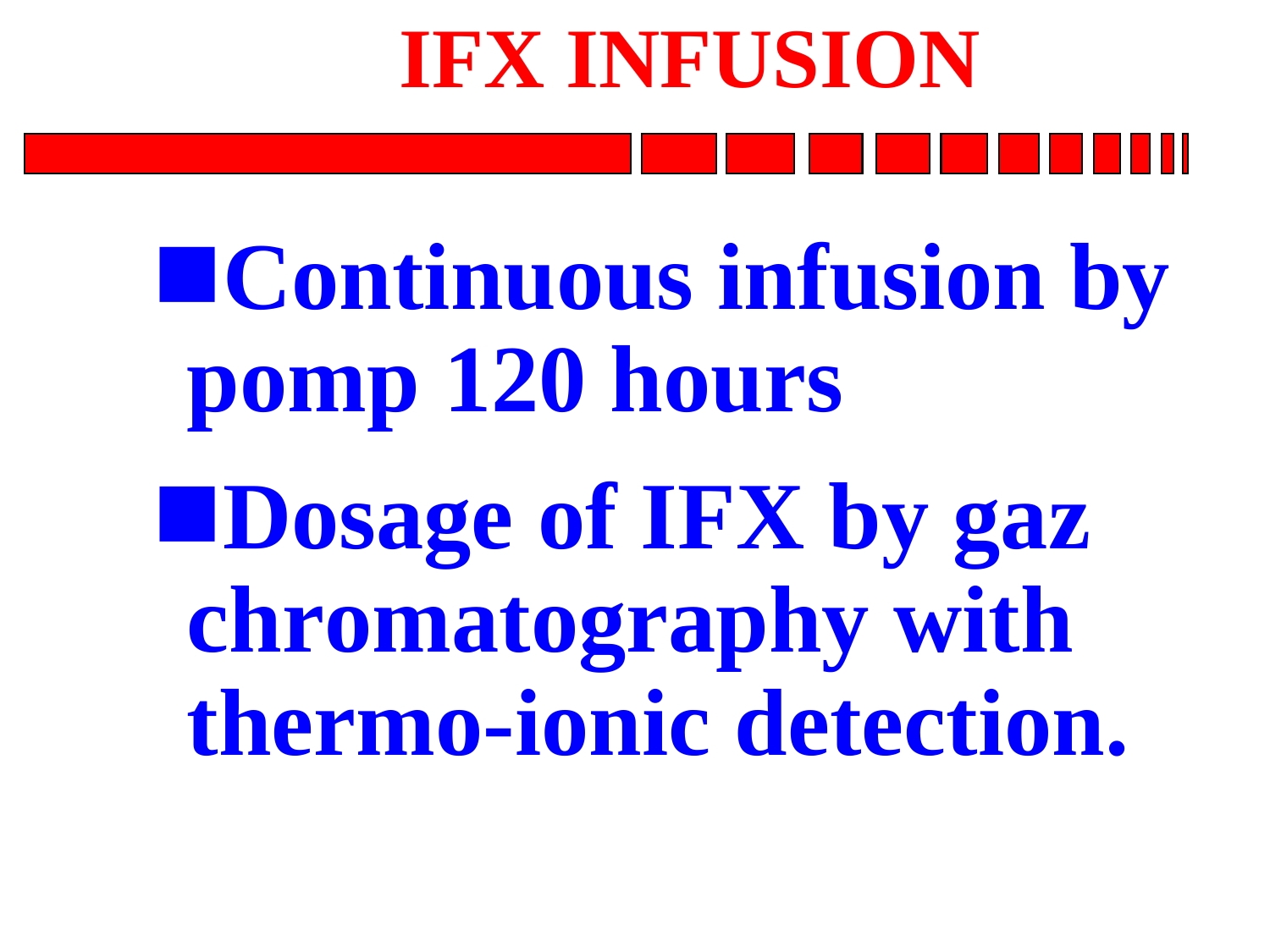# IFX INFUSION

- **Continuous infusion by pomp 120 hours**
- **Dosage of IFX by gaz chromatography with thermo-ionic detection.**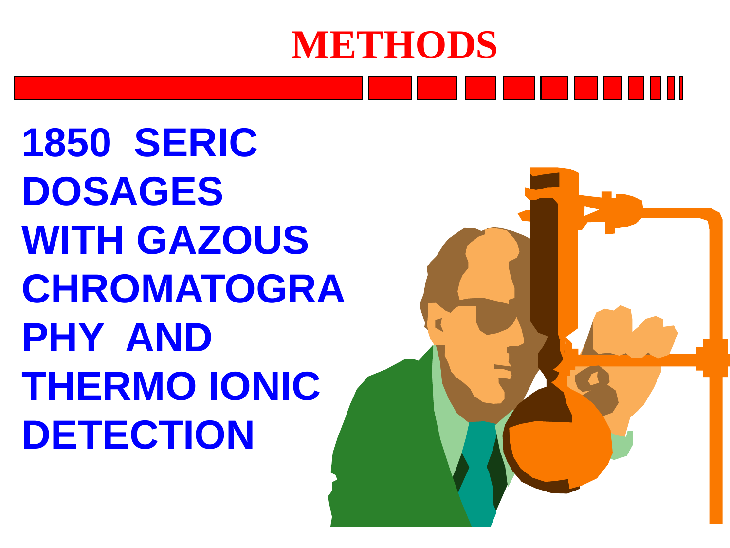# METHODS

**1850 SERIC DOSAGES WITH GAZOUS CHROMATOGRAPHY AND THERMO IONIC DETECTION**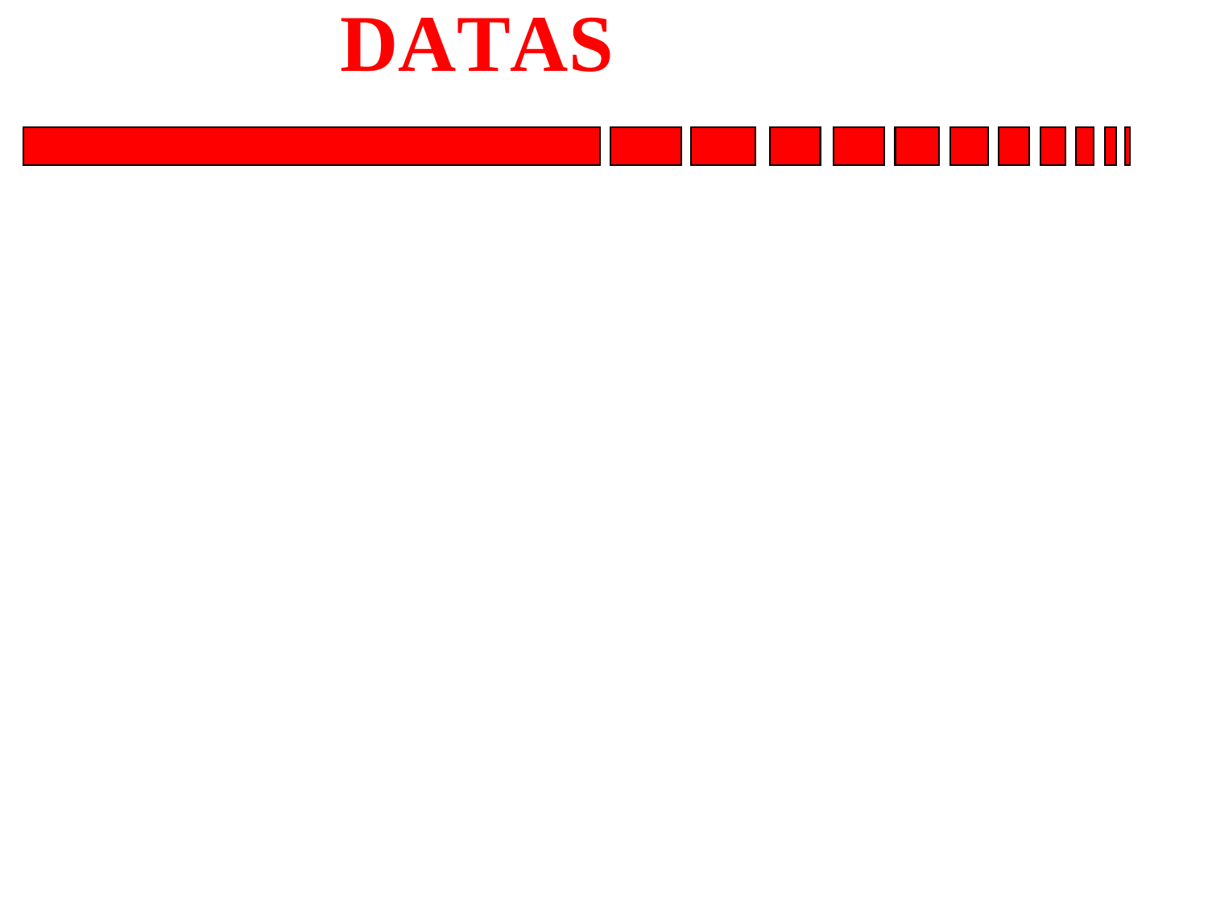# DATAS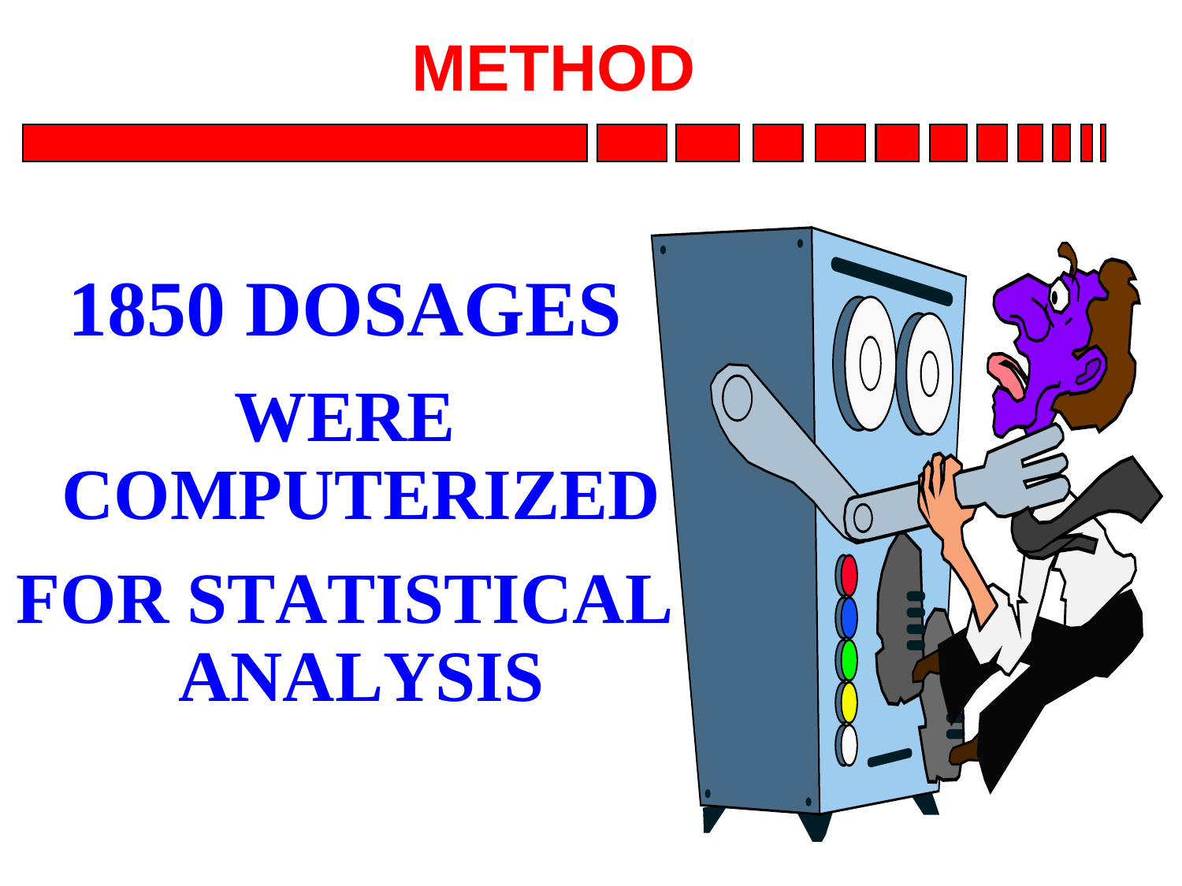# METHOD

**1850 DOSAGES WERE COMPUTERIZED FOR STATISTICAL ANALYSIS**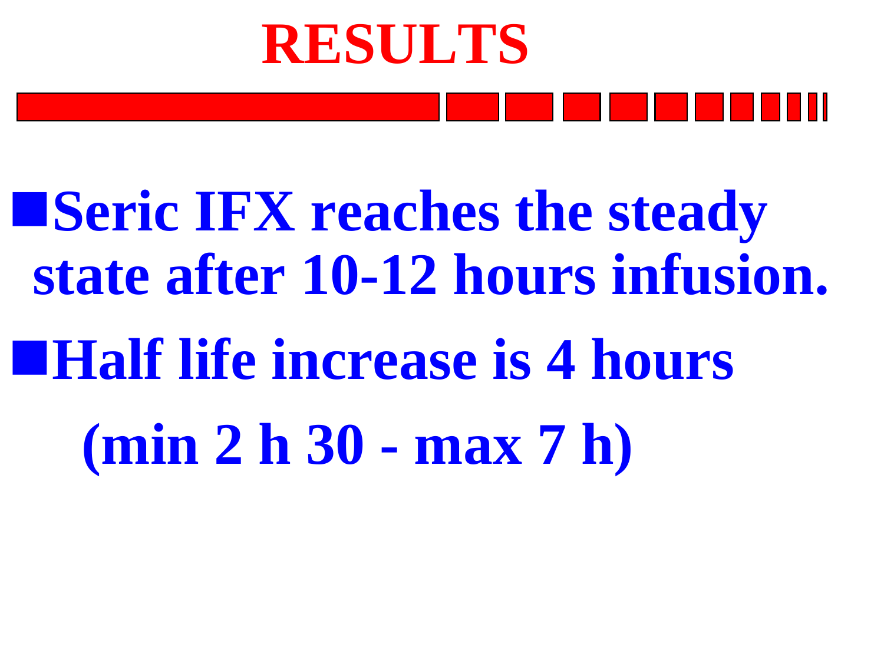# RESULTS

- **Seric IFX reaches the steady state after 10-12 hours infusion.**
- **Half life increase is 4 hours**

  **(min 2 h 30 - max 7 h)**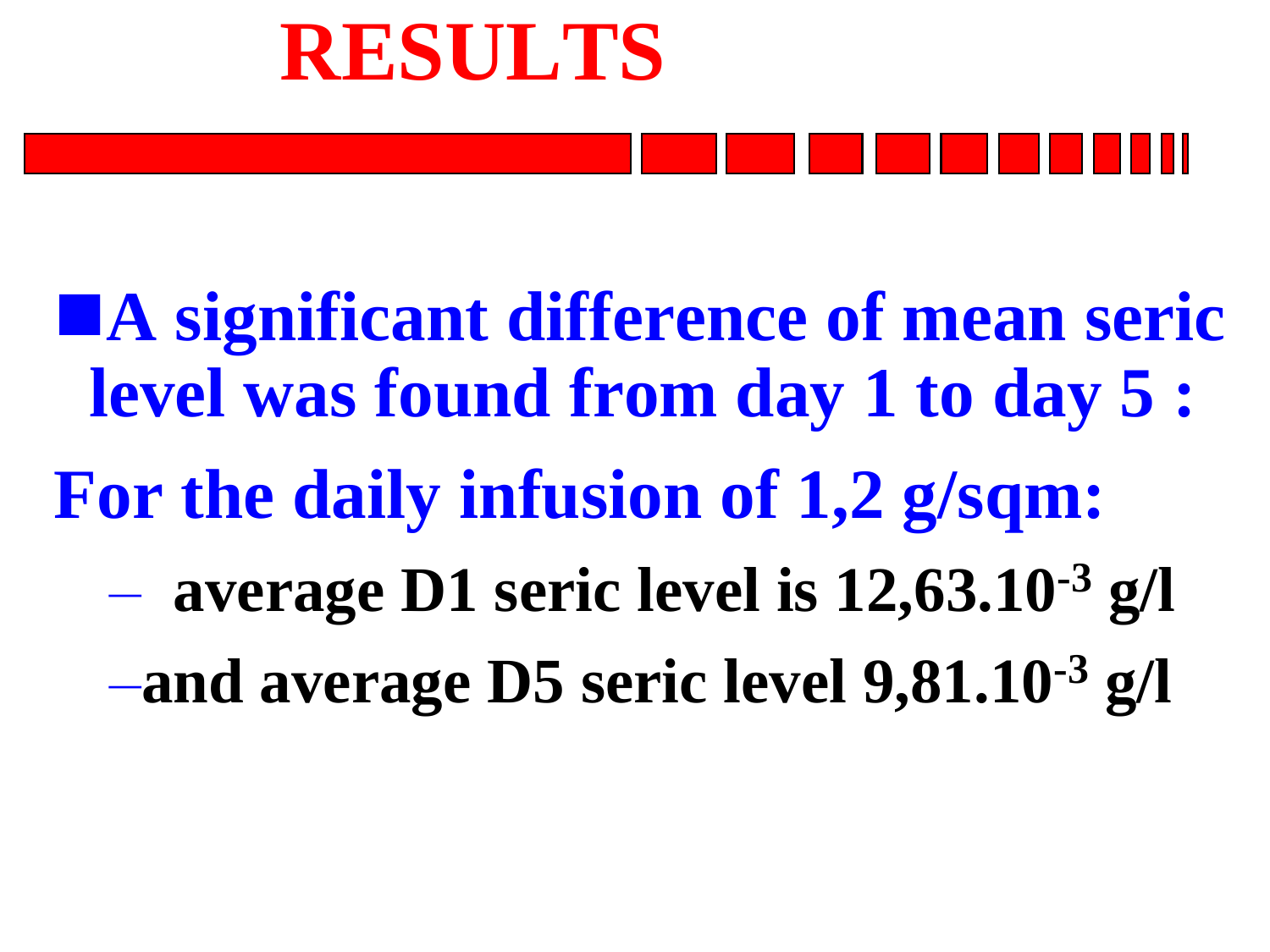# RESULTS

- **A significant difference of mean seric level was found from day 1 to day 5 :**

**For the daily infusion of 1,2 g/sqm:**

- **average D1 seric level is 12,63.$10^{-3}$ g/l**
- **and average D5 seric level 9,81.$10^{-3}$ g/l**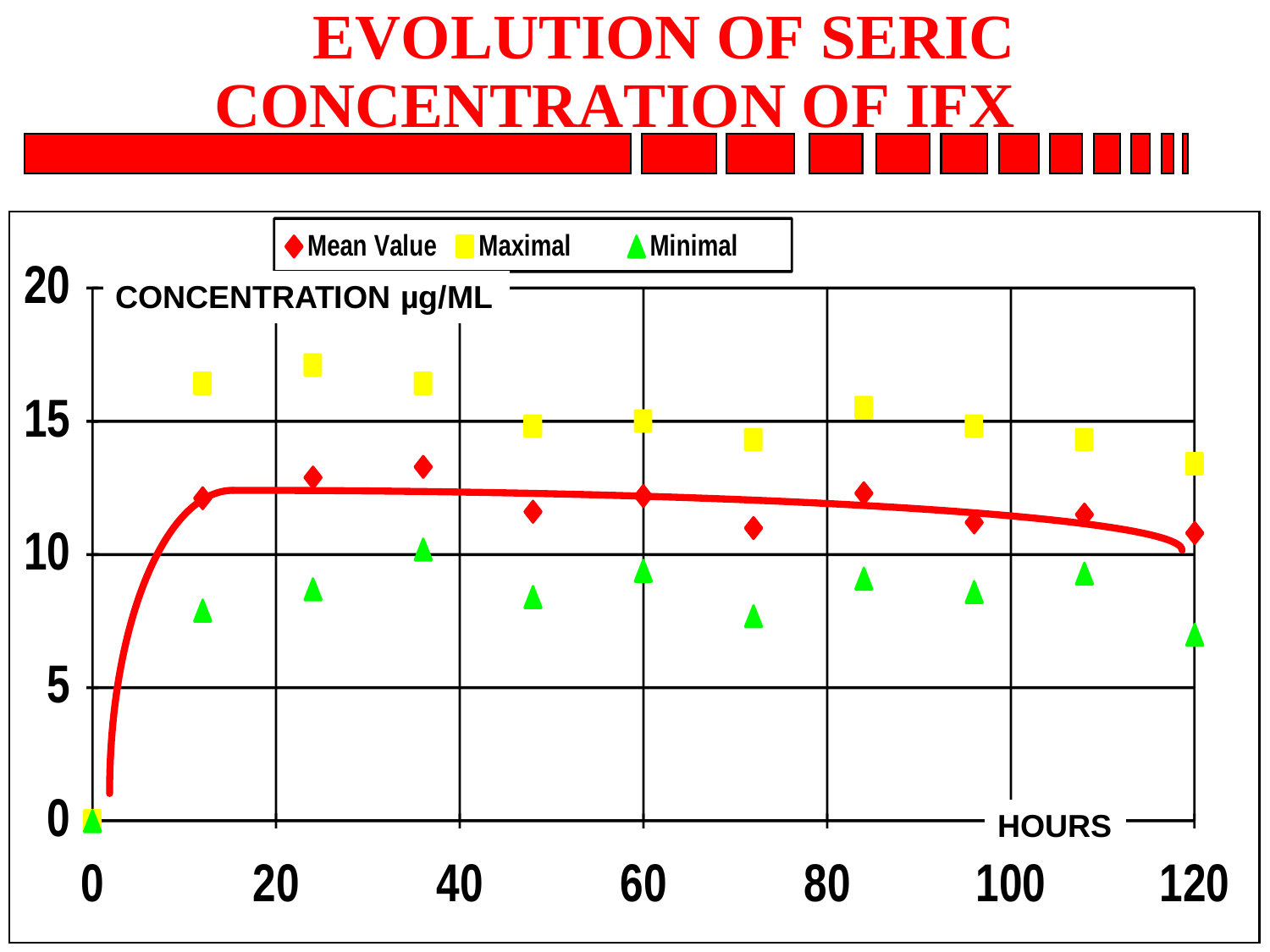# EVOLUTION OF SERIC CONCENTRATION OF IFX

Mean Value | Maximal | Minimal

CONCENTRATION µg/ML

20
15
10
5
0

HOURS

0 20 40 60 80 100 120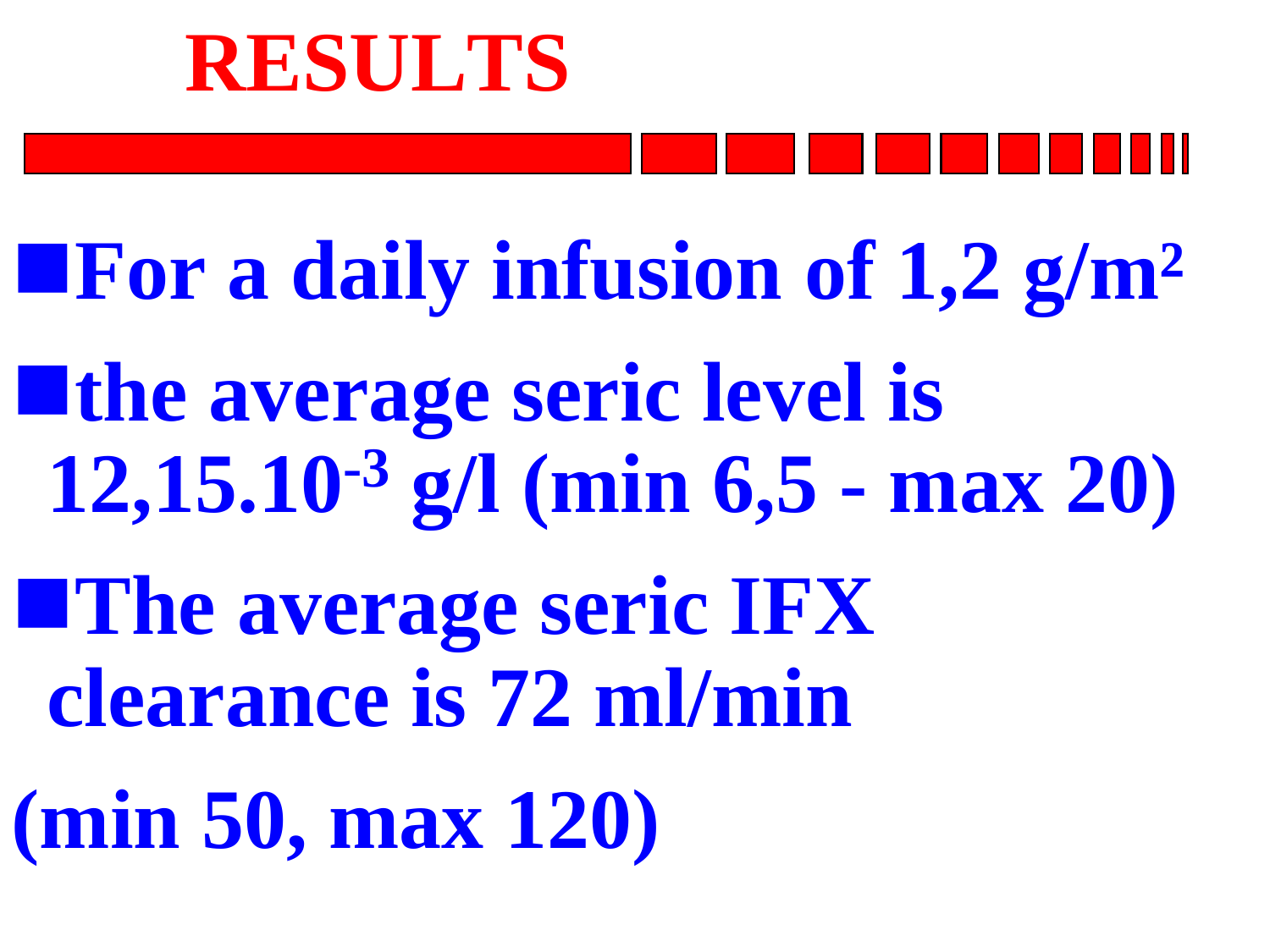# RESULTS

- **For a daily infusion of 1,2 g/m$^2$**
- **the average seric level is 12,15.10$^{-3}$ g/l (min 6,5 - max 20)**
- **The average seric IFX clearance is 72 ml/min**

**(min 50, max 120)**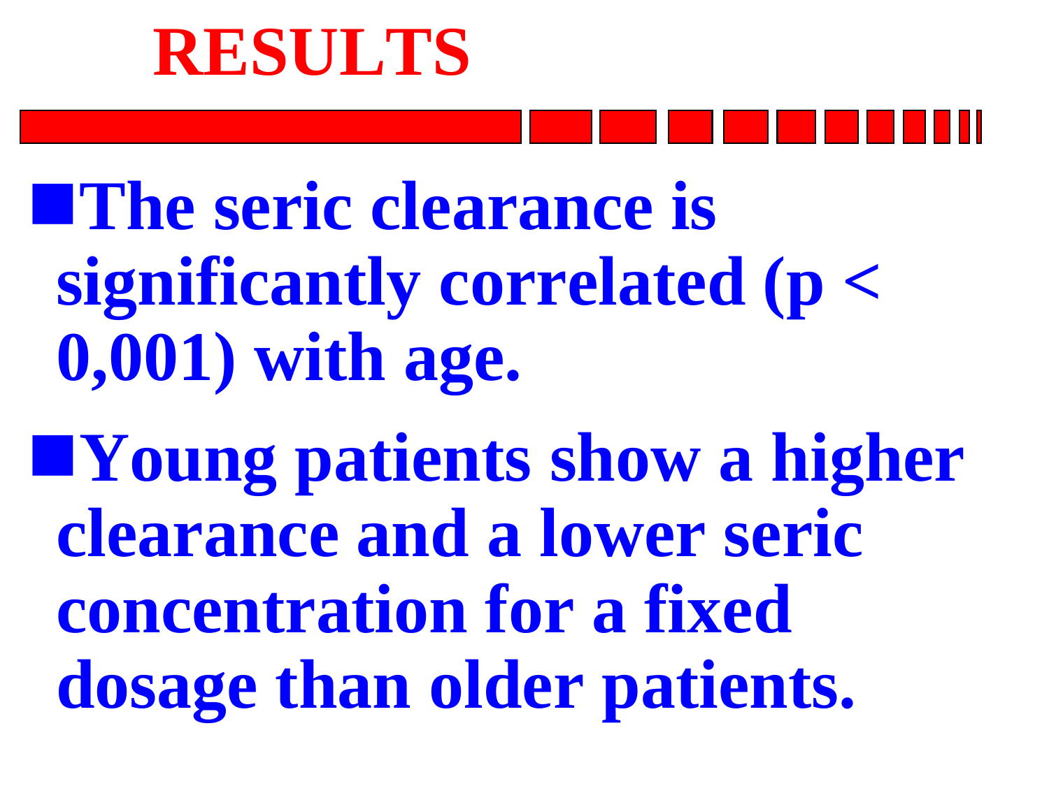# RESULTS

- **The seric clearance is significantly correlated ($p < 0{,}001$) with age.**
- **Young patients show a higher clearance and a lower seric concentration for a fixed dosage than older patients.**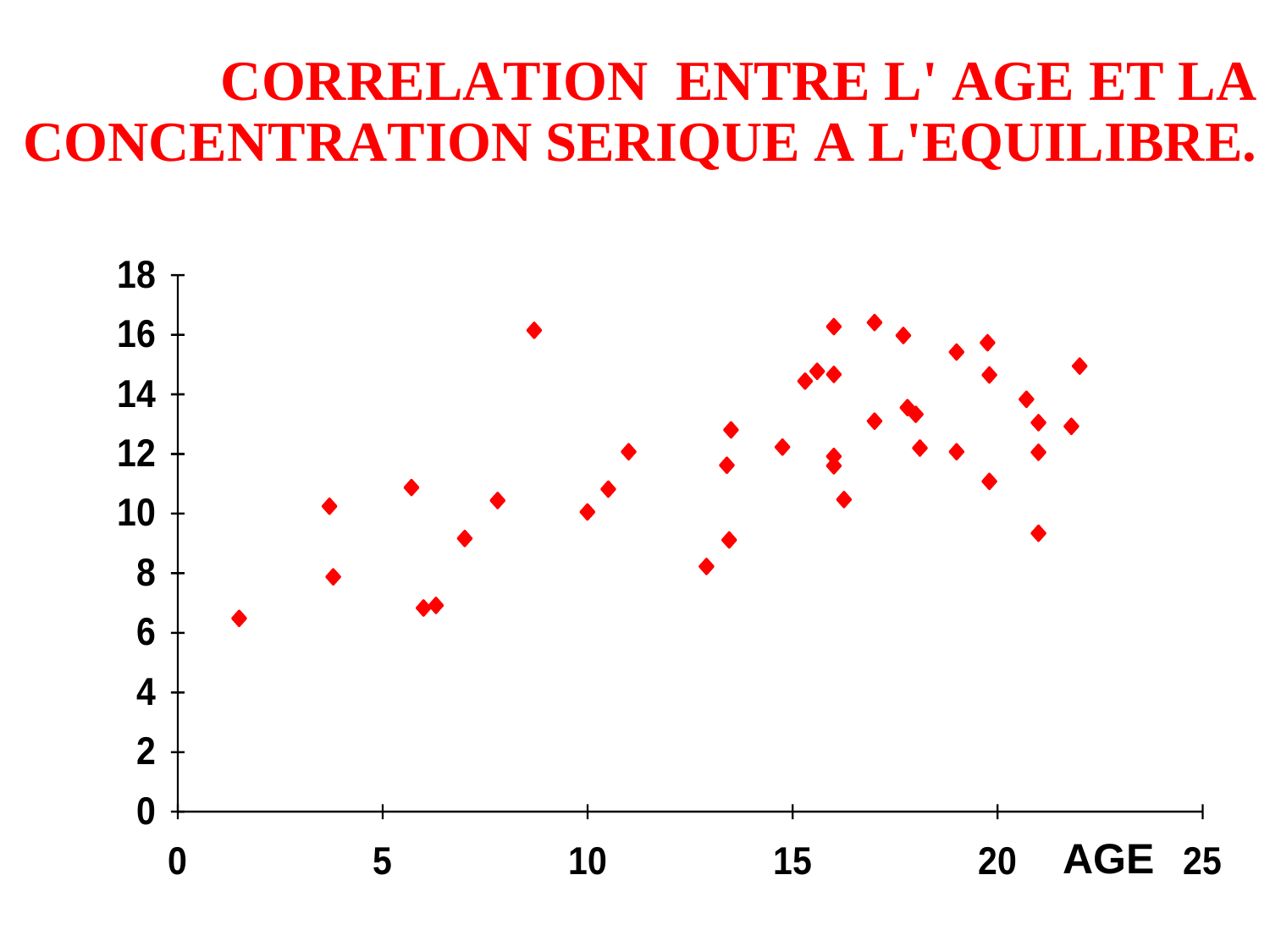# CORRELATION ENTRE L' AGE ET LA CONCENTRATION SERIQUE A L'EQUILIBRE.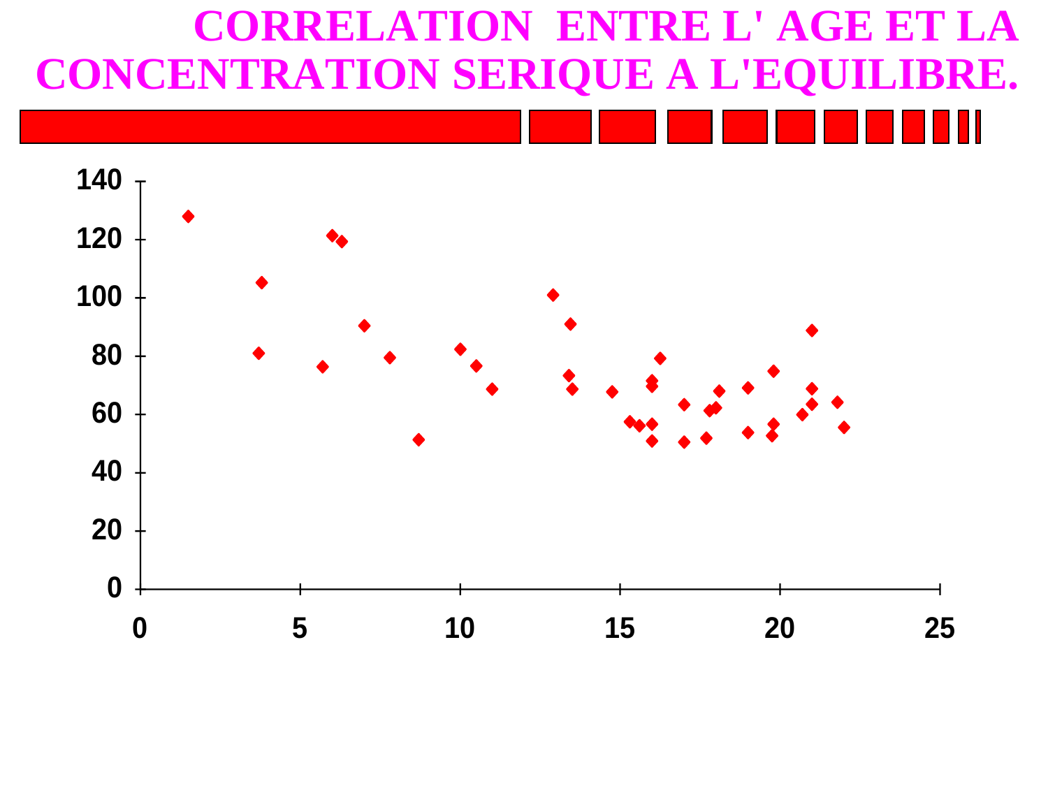# CORRELATION ENTRE L' AGE ET LA CONCENTRATION SERIQUE A L'EQUILIBRE.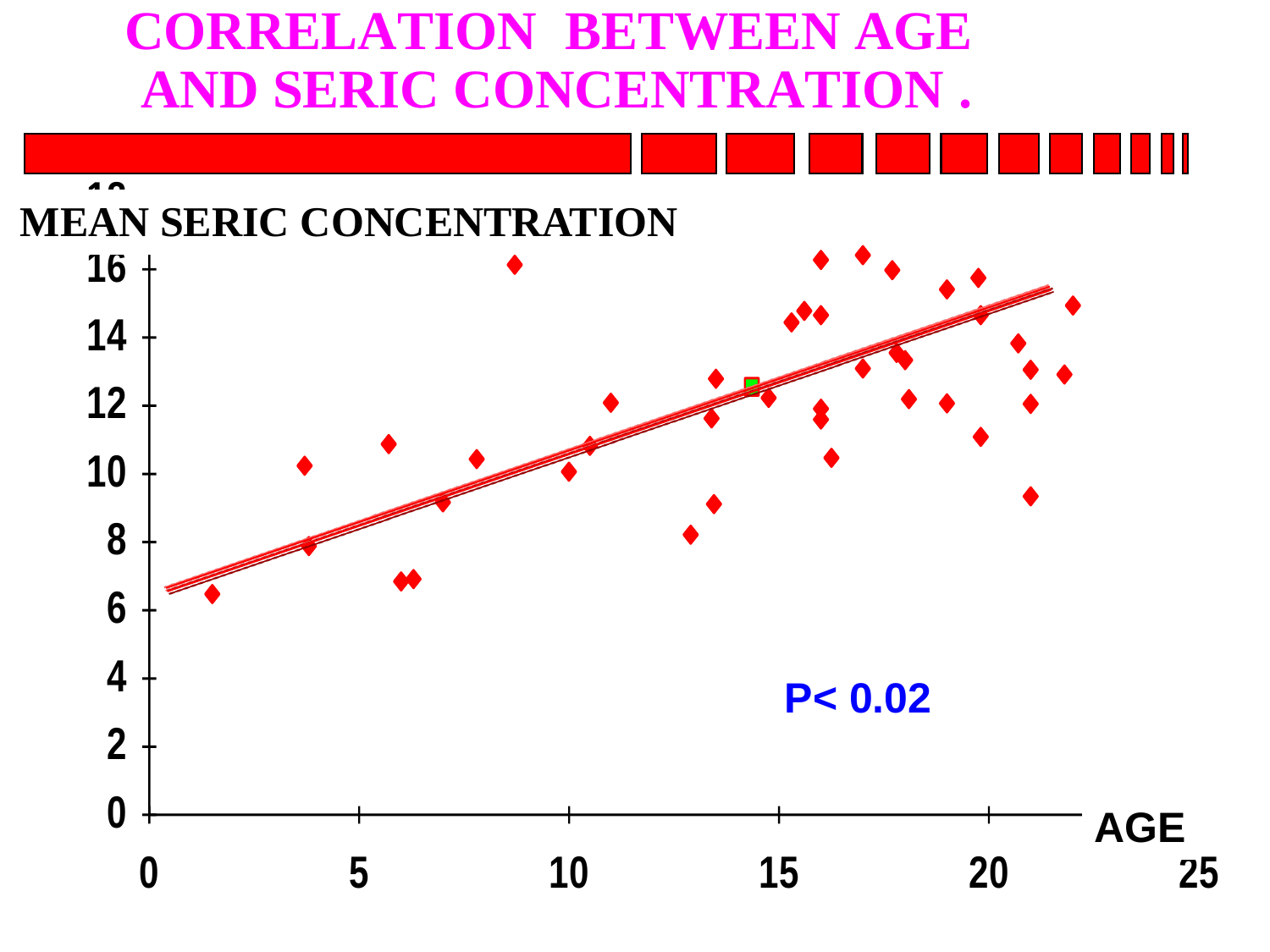# CORRELATION BETWEEN AGE AND SERIC CONCENTRATION .

MEAN SERIC CONCENTRATION

16

14

12

10

8

6

4

2

0

0 5 10 15 20 25

AGE

P< 0.02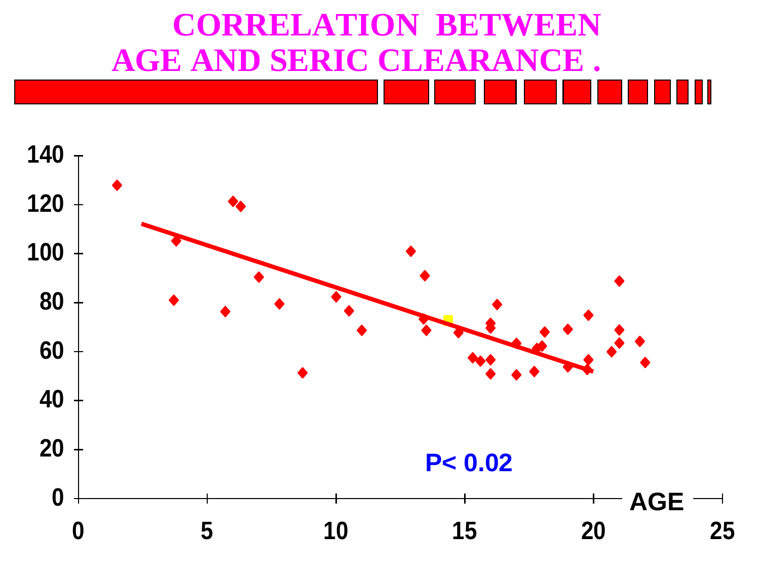# CORRELATION BETWEEN AGE AND SERIC CLEARANCE .

P< 0.02

AGE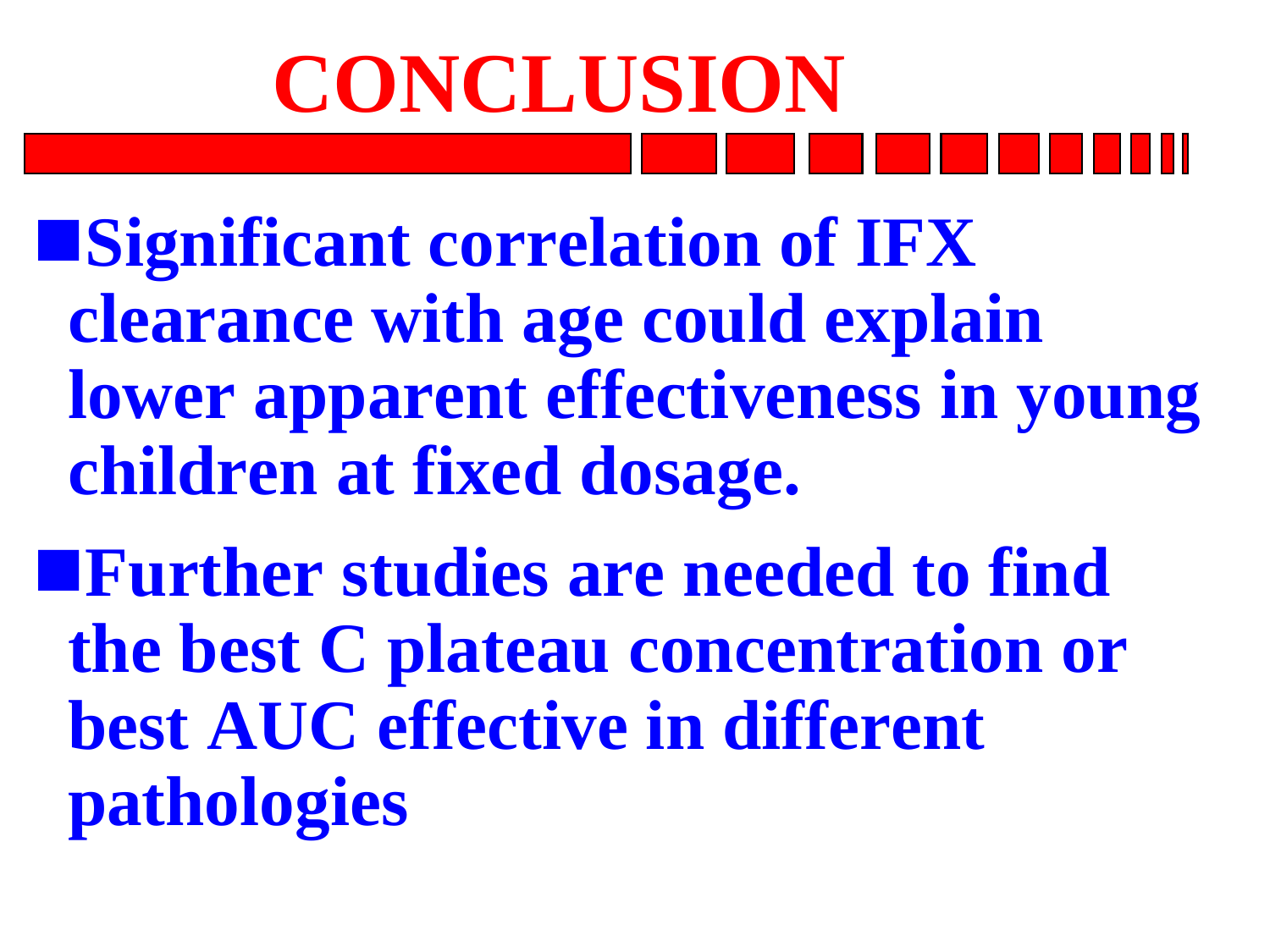# CONCLUSION

- **Significant correlation of IFX clearance with age could explain lower apparent effectiveness in young children at fixed dosage.**
- **Further studies are needed to find the best C plateau concentration or best AUC effective in different pathologies**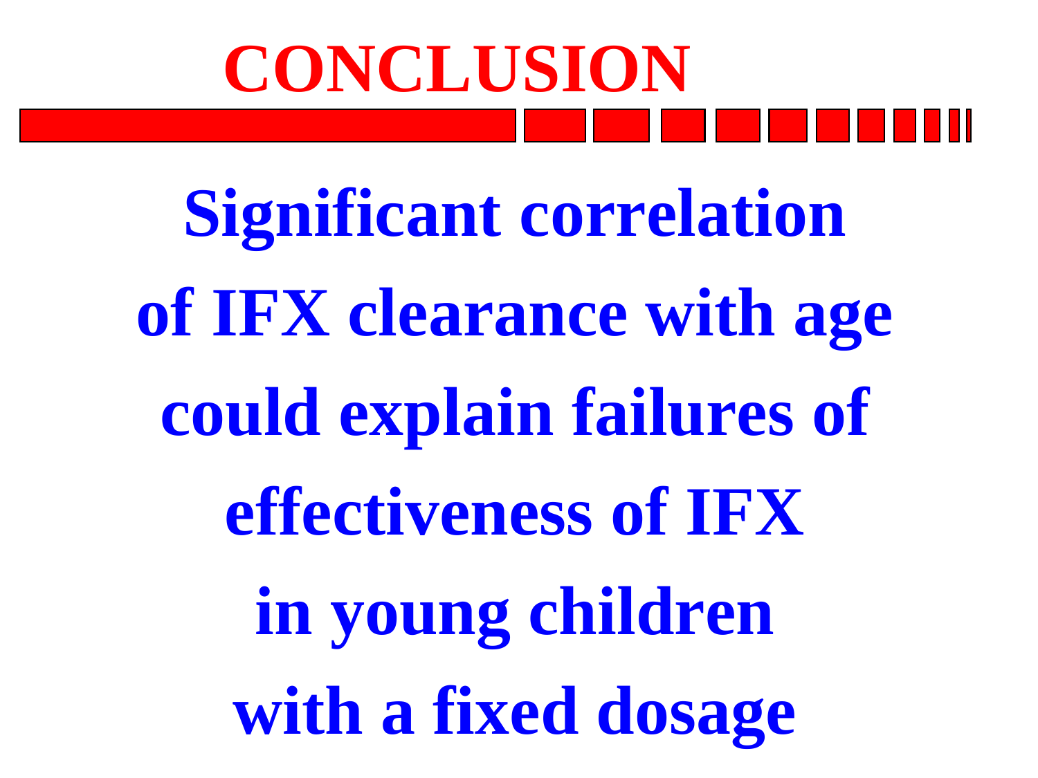# CONCLUSION

**Significant correlation of IFX clearance with age could explain failures of effectiveness of IFX in young children with a fixed dosage**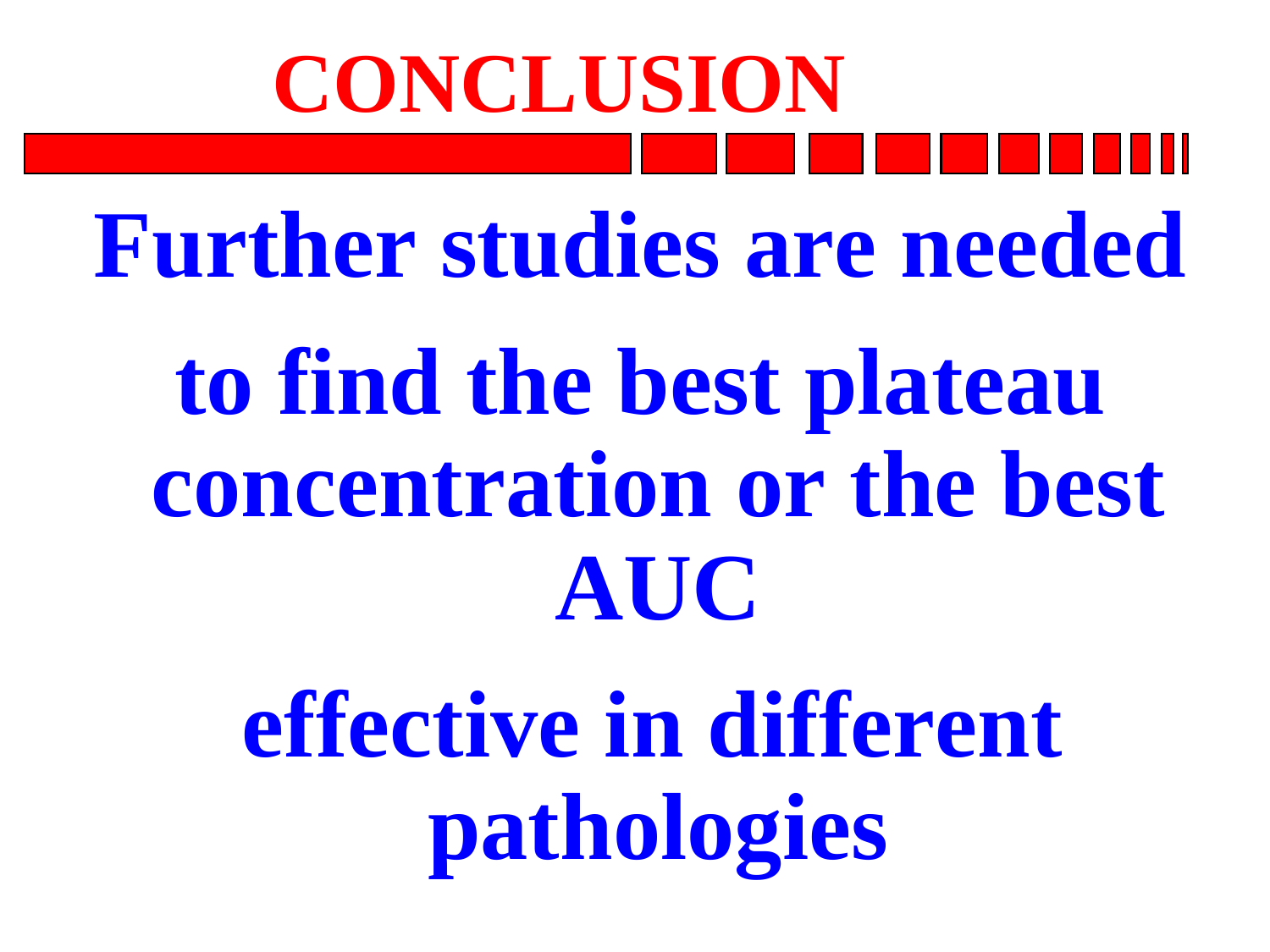# CONCLUSION

**Further studies are needed to find the best plateau concentration or the best AUC effective in different pathologies**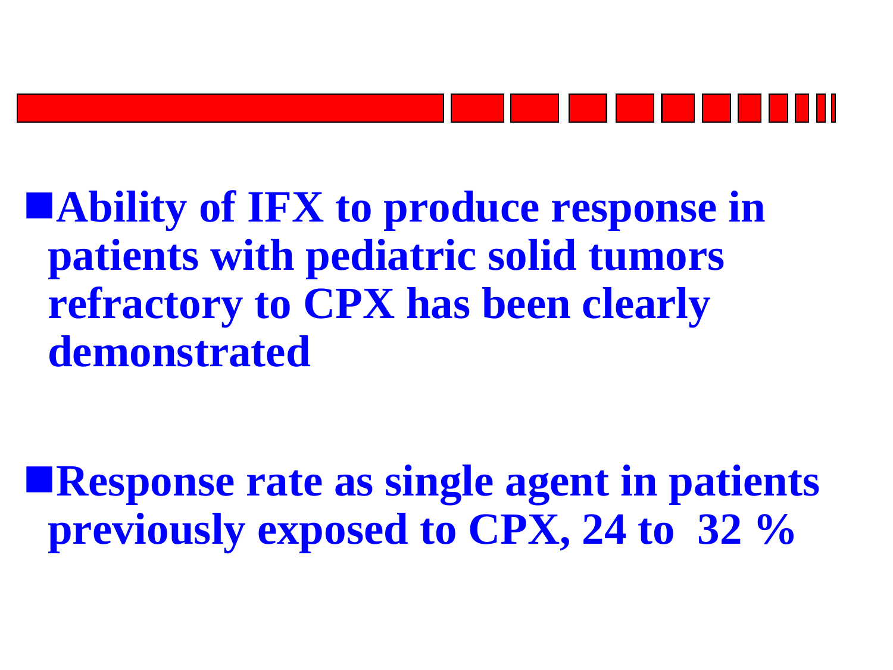- **Ability of IFX to produce response in patients with pediatric solid tumors refractory to CPX has been clearly demonstrated**

- **Response rate as single agent in patients previously exposed to CPX, 24 to 32 %**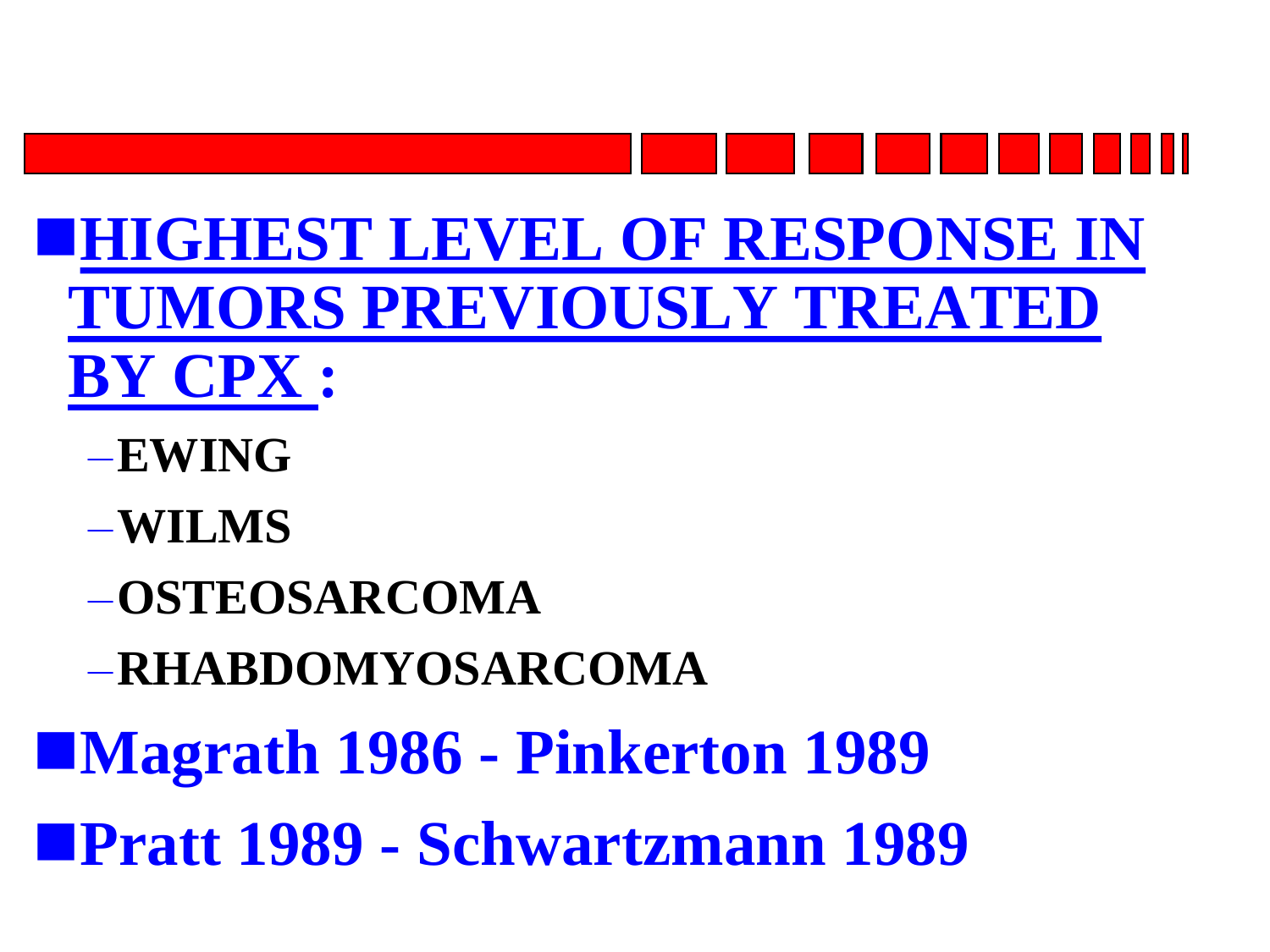- **HIGHEST LEVEL OF RESPONSE IN TUMORS PREVIOUSLY TREATED BY CPX :**
  - **EWING**
  - **WILMS**
  - **OSTEOSARCOMA**
  - **RHABDOMYOSARCOMA**
- **Magrath 1986 - Pinkerton 1989**
- **Pratt 1989 - Schwartzmann 1989**